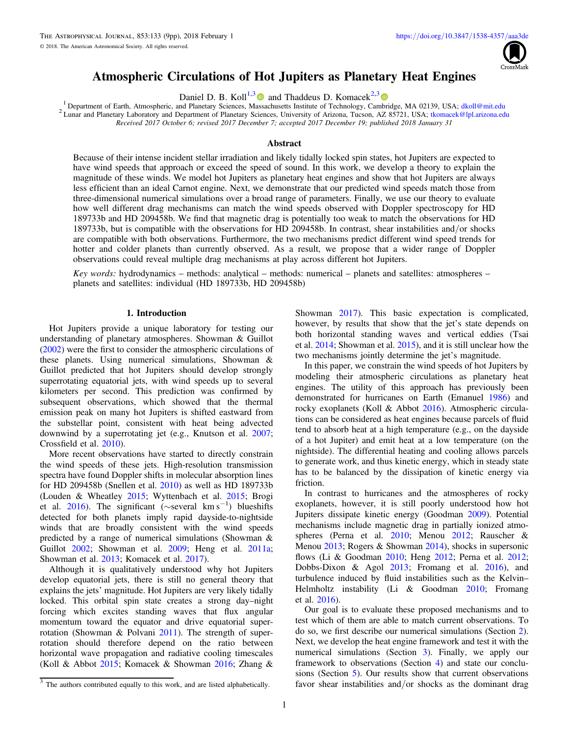# Atmospheric Circulations of Hot Jupiters as Planetary Heat Engines

Daniel D. B. Koll[1,3] and Thaddeus D. Komacek[2,3]

[1] Department of Earth, Atmospheric, and Planetary Sciences, Massachusetts Institute of Technology, Cambridge, MA 02139, USA; dkoll@mit.edu

[2] Lunar and Planetary Laboratory and Department of Planetary Sciences, University of Arizona, Tucson, AZ 85721, USA; tkomacek@lpl.arizona.edu

*Received 2017 October 6; revised 2017 December 7; accepted 2017 December 19; published 2018 January 31*

## Abstract

Because of their intense incident stellar irradiation and likely tidally locked spin states, hot Jupiters are expected to have wind speeds that approach or exceed the speed of sound. In this work, we develop a theory to explain the magnitude of these winds. We model hot Jupiters as planetary heat engines and show that hot Jupiters are always less efficient than an ideal Carnot engine. Next, we demonstrate that our predicted wind speeds match those from three-dimensional numerical simulations over a broad range of parameters. Finally, we use our theory to evaluate how well different drag mechanisms can match the wind speeds observed with Doppler spectroscopy for HD 189733b and HD 209458b. We find that magnetic drag is potentially too weak to match the observations for HD 189733b, but is compatible with the observations for HD 209458b. In contrast, shear instabilities and/or shocks are compatible with both observations. Furthermore, the two mechanisms predict different wind speed trends for hotter and colder planets than currently observed. As a result, we propose that a wider range of Doppler observations could reveal multiple drag mechanisms at play across different hot Jupiters.

*Key words:* hydrodynamics – methods: analytical – methods: numerical – planets and satellites: atmospheres – planets and satellites: individual (HD 189733b, HD 209458b)

## 1. Introduction

Hot Jupiters provide a unique laboratory for testing our understanding of planetary atmospheres. Showman & Guillot (2002) were the first to consider the atmospheric circulations of these planets. Using numerical simulations, Showman & Guillot predicted that hot Jupiters should develop strongly superrotating equatorial jets, with wind speeds up to several kilometers per second. This prediction was confirmed by subsequent observations, which showed that the thermal emission peak on many hot Jupiters is shifted eastward from the substellar point, consistent with heat being advected downwind by a superrotating jet (e.g., Knutson et al. 2007; Crossfield et al. 2010).

More recent observations have started to directly constrain the wind speeds of these jets. High-resolution transmission spectra have found Doppler shifts in molecular absorption lines for HD 209458b (Snellen et al. 2010) as well as HD 189733b (Louden & Wheatley 2015; Wyttenbach et al. 2015; Brogi et al. 2016). The significant ($\sim$several km s$^{-1}$) blueshifts detected for both planets imply rapid dayside-to-nightside winds that are broadly consistent with the wind speeds predicted by a range of numerical simulations (Showman & Guillot 2002; Showman et al. 2009; Heng et al. 2011a; Showman et al. 2013; Komacek et al. 2017).

Although it is qualitatively understood why hot Jupiters develop equatorial jets, there is still no general theory that explains the jets' magnitude. Hot Jupiters are very likely tidally locked. This orbital spin state creates a strong day–night forcing which excites standing waves that flux angular momentum toward the equator and drive equatorial superrotation (Showman & Polvani 2011). The strength of superrotation should therefore depend on the ratio between horizontal wave propagation and radiative cooling timescales (Koll & Abbot 2015; Komacek & Showman 2016; Zhang & Showman 2017). This basic expectation is complicated, however, by results that show that the jet's state depends on both horizontal standing waves and vertical eddies (Tsai et al. 2014; Showman et al. 2015), and it is still unclear how the two mechanisms jointly determine the jet's magnitude.

In this paper, we constrain the wind speeds of hot Jupiters by modeling their atmospheric circulations as planetary heat engines. The utility of this approach has previously been demonstrated for hurricanes on Earth (Emanuel 1986) and rocky exoplanets (Koll & Abbot 2016). Atmospheric circulations can be considered as heat engines because parcels of fluid tend to absorb heat at a high temperature (e.g., on the dayside of a hot Jupiter) and emit heat at a low temperature (on the nightside). The differential heating and cooling allows parcels to generate work, and thus kinetic energy, which in steady state has to be balanced by the dissipation of kinetic energy via friction.

In contrast to hurricanes and the atmospheres of rocky exoplanets, however, it is still poorly understood how hot Jupiters dissipate kinetic energy (Goodman 2009). Potential mechanisms include magnetic drag in partially ionized atmospheres (Perna et al. 2010; Menou 2012; Rauscher & Menou 2013; Rogers & Showman 2014), shocks in supersonic flows (Li & Goodman 2010; Heng 2012; Perna et al. 2012; Dobbs-Dixon & Agol 2013; Fromang et al. 2016), and turbulence induced by fluid instabilities such as the Kelvin–Helmholtz instability (Li & Goodman 2010; Fromang et al. 2016).

Our goal is to evaluate these proposed mechanisms and to test which of them are able to match current observations. To do so, we first describe our numerical simulations (Section 2). Next, we develop the heat engine framework and test it with the numerical simulations (Section 3). Finally, we apply our framework to observations (Section 4) and state our conclusions (Section 5). Our results show that current observations favor shear instabilities and/or shocks as the dominant drag

[3] The authors contributed equally to this work, and are listed alphabetically.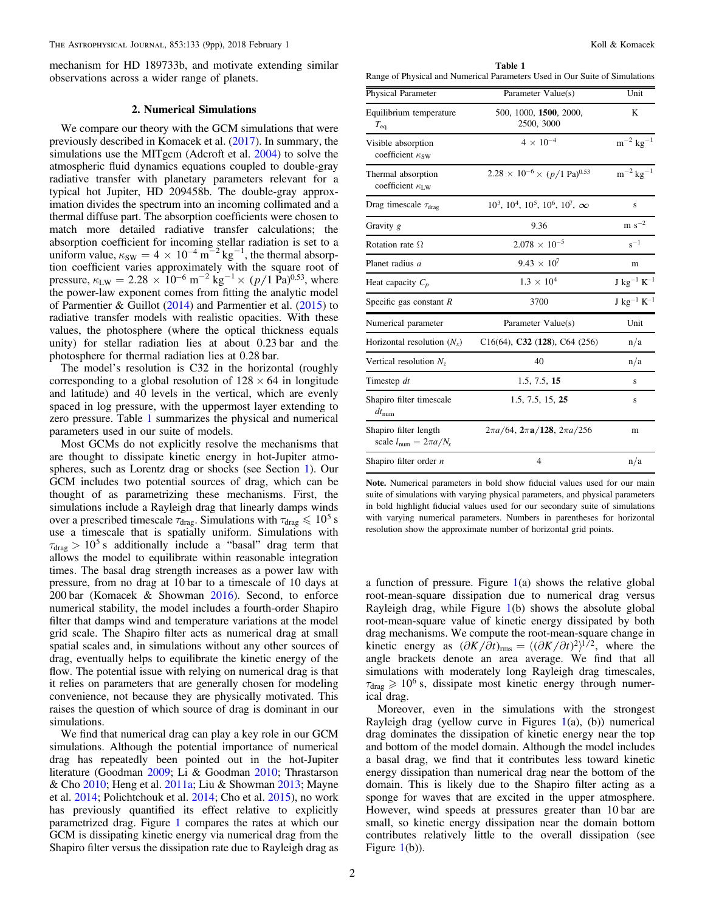mechanism for HD 189733b, and motivate extending similar observations across a wider range of planets.

## 2. Numerical Simulations

We compare our theory with the GCM simulations that were previously described in Komacek et al. (2017). In summary, the simulations use the MITgcm (Adcroft et al. 2004) to solve the atmospheric fluid dynamics equations coupled to double-gray radiative transfer with planetary parameters relevant for a typical hot Jupiter, HD 209458b. The double-gray approximation divides the spectrum into an incoming collimated and a thermal diffuse part. The absorption coefficients were chosen to match more detailed radiative transfer calculations; the absorption coefficient for incoming stellar radiation is set to a uniform value, $\kappa_{SW} = 4 \times 10^{-4}\ \mathrm{m^{-2}\ kg^{-1}}$, the thermal absorption coefficient varies approximately with the square root of pressure, $\kappa_{LW} = 2.28 \times 10^{-6}\ \mathrm{m^{-2}\ kg^{-1}} \times (p/1\ \mathrm{Pa})^{0.53}$, where the power-law exponent comes from fitting the analytic model of Parmentier & Guillot (2014) and Parmentier et al. (2015) to radiative transfer models with realistic opacities. With these values, the photosphere (where the optical thickness equals unity) for stellar radiation lies at about 0.23 bar and the photosphere for thermal radiation lies at 0.28 bar.

The model's resolution is C32 in the horizontal (roughly corresponding to a global resolution of $128 \times 64$ in longitude and latitude) and 40 levels in the vertical, which are evenly spaced in log pressure, with the uppermost layer extending to zero pressure. Table 1 summarizes the physical and numerical parameters used in our suite of models.

Most GCMs do not explicitly resolve the mechanisms that are thought to dissipate kinetic energy in hot-Jupiter atmospheres, such as Lorentz drag or shocks (see Section 1). Our GCM includes two potential sources of drag, which can be thought of as parametrizing these mechanisms. First, the simulations include a Rayleigh drag that linearly damps winds over a prescribed timescale $\tau_{\mathrm{drag}}$. Simulations with $\tau_{\mathrm{drag}} \leqslant 10^5$ s use a timescale that is spatially uniform. Simulations with $\tau_{\mathrm{drag}} > 10^5$ s additionally include a "basal" drag term that allows the model to equilibrate within reasonable integration times. The basal drag strength increases as a power law with pressure, from no drag at 10 bar to a timescale of 10 days at 200 bar (Komacek & Showman 2016). Second, to enforce numerical stability, the model includes a fourth-order Shapiro filter that damps wind and temperature variations at the model grid scale. The Shapiro filter acts as numerical drag at small spatial scales and, in simulations without any other sources of drag, eventually helps to equilibrate the kinetic energy of the flow. The potential issue with relying on numerical drag is that it relies on parameters that are generally chosen for modeling convenience, not because they are physically motivated. This raises the question of which source of drag is dominant in our simulations.

We find that numerical drag can play a key role in our GCM simulations. Although the potential importance of numerical drag has repeatedly been pointed out in the hot-Jupiter literature (Goodman 2009; Li & Goodman 2010; Thrastarson & Cho 2010; Heng et al. 2011a; Liu & Showman 2013; Mayne et al. 2014; Polichtchouk et al. 2014; Cho et al. 2015), no work has previously quantified its effect relative to explicitly parametrized drag. Figure 1 compares the rates at which our GCM is dissipating kinetic energy via numerical drag from the Shapiro filter versus the dissipation rate due to Rayleigh drag as a function of pressure. Figure 1(a) shows the relative global root-mean-square dissipation due to numerical drag versus Rayleigh drag, while Figure 1(b) shows the absolute global root-mean-square value of kinetic energy dissipated by both drag mechanisms. We compute the root-mean-square change in kinetic energy as $(\partial K/\partial t)_{\mathrm{rms}} = \langle(\partial K/\partial t)^2\rangle^{1/2}$, where the angle brackets denote an area average. We find that all simulations with moderately long Rayleigh drag timescales, $\tau_{\mathrm{drag}} \geqslant 10^6$ s, dissipate most kinetic energy through numerical drag.

Moreover, even in the simulations with the strongest Rayleigh drag (yellow curve in Figures 1(a), (b)) numerical drag dominates the dissipation of kinetic energy near the top and bottom of the model domain. Although the model includes a basal drag, we find that it contributes less toward kinetic energy dissipation than numerical drag near the bottom of the domain. This is likely due to the Shapiro filter acting as a sponge for waves that are excited in the upper atmosphere. However, wind speeds at pressures greater than 10 bar are small, so kinetic energy dissipation near the domain bottom contributes relatively little to the overall dissipation (see Figure 1(b)).

**Table 1**
Range of Physical and Numerical Parameters Used in Our Suite of Simulations

| Physical Parameter | Parameter Value(s) | Unit |
|---|---|---|
| Equilibrium temperature $T_{\mathrm{eq}}$ | 500, 1000, **1500**, 2000, 2500, 3000 | K |
| Visible absorption coefficient $\kappa_{\mathrm{SW}}$ | $4 \times 10^{-4}$ | $\mathrm{m^{-2}\ kg^{-1}}$ |
| Thermal absorption coefficient $\kappa_{\mathrm{LW}}$ | $2.28 \times 10^{-6} \times (p/1\ \mathrm{Pa})^{0.53}$ | $\mathrm{m^{-2}\ kg^{-1}}$ |
| Drag timescale $\tau_{\mathrm{drag}}$ | $10^3$, $10^4$, $10^5$, $10^6$, $10^7$, $\infty$ | s |
| Gravity $g$ | 9.36 | $\mathrm{m\ s^{-2}}$ |
| Rotation rate $\Omega$ | $2.078 \times 10^{-5}$ | $\mathrm{s^{-1}}$ |
| Planet radius $a$ | $9.43 \times 10^7$ | m |
| Heat capacity $C_p$ | $1.3 \times 10^4$ | $\mathrm{J\ kg^{-1}\ K^{-1}}$ |
| Specific gas constant $R$ | 3700 | $\mathrm{J\ kg^{-1}\ K^{-1}}$ |
| **Numerical parameter** | **Parameter Value(s)** | **Unit** |
| Horizontal resolution ($N_x$) | C16(64), **C32** **(128)**, C64 (256) | n/a |
| Vertical resolution $N_z$ | 40 | n/a |
| Timestep $dt$ | 1.5, 7.5, **15** | s |
| Shapiro filter timescale $dt_{\mathrm{num}}$ | 1.5, 7.5, 15, **25** | s |
| Shapiro filter length scale $l_{\mathrm{num}} = 2\pi a/N_x$ | $2\pi a/64$, $\mathbf{2\pi a/128}$, $2\pi a/256$ | m |
| Shapiro filter order $n$ | 4 | n/a |

**Note.** Numerical parameters in bold show fiducial values used for our main suite of simulations with varying physical parameters, and physical parameters in bold highlight fiducial values used for our secondary suite of simulations with varying numerical parameters. Numbers in parentheses for horizontal resolution show the approximate number of horizontal grid points.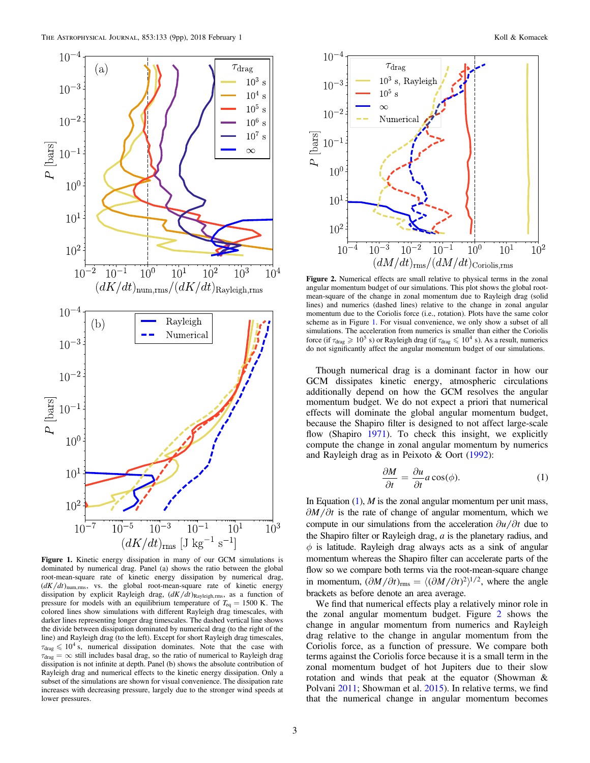**Figure 1.** Kinetic energy dissipation in many of our GCM simulations is dominated by numerical drag. Panel (a) shows the ratio between the global root-mean-square rate of kinetic energy dissipation by numerical drag, $(dK/dt)_{\mathrm{num,rms}}$, vs. the global root-mean-square rate of kinetic energy dissipation by explicit Rayleigh drag, $(dK/dt)_{\mathrm{Rayleigh,rms}}$, as a function of pressure for models with an equilibrium temperature of $T_{\mathrm{eq}} = 1500$ K. The colored lines show simulations with different Rayleigh drag timescales, with darker lines representing longer drag timescales. The dashed vertical line shows the divide between dissipation dominated by numerical drag (to the right of the line) and Rayleigh drag (to the left). Except for short Rayleigh drag timescales, $\tau_{\mathrm{drag}} \leqslant 10^4$ s, numerical dissipation dominates. Note that the case with $\tau_{\mathrm{drag}} = \infty$ still includes basal drag, so the ratio of numerical to Rayleigh drag dissipation is not infinite at depth. Panel (b) shows the absolute contribution of Rayleigh drag and numerical effects to the kinetic energy dissipation. Only a subset of the simulations are shown for visual convenience. The dissipation rate increases with decreasing pressure, largely due to the stronger wind speeds at lower pressures.

**Figure 2.** Numerical effects are small relative to physical terms in the zonal angular momentum budget of our simulations. This plot shows the global root-mean-square of the change in zonal momentum due to Rayleigh drag (solid lines) and numerics (dashed lines) relative to the change in zonal angular momentum due to the Coriolis force (i.e., rotation). Plots have the same color scheme as in Figure 1. For visual convenience, we only show a subset of all simulations. The acceleration from numerics is smaller than either the Coriolis force (if $\tau_{\mathrm{drag}} \geqslant 10^5$ s) or Rayleigh drag (if $\tau_{\mathrm{drag}} \leqslant 10^4$ s). As a result, numerics do not significantly affect the angular momentum budget of our simulations.

Though numerical drag is a dominant factor in how our GCM dissipates kinetic energy, atmospheric circulations additionally depend on how the GCM resolves the angular momentum budget. We do not expect a priori that numerical effects will dominate the global angular momentum budget, because the Shapiro filter is designed to not affect large-scale flow (Shapiro 1971). To check this insight, we explicitly compute the change in zonal angular momentum by numerics and Rayleigh drag as in Peixoto & Oort (1992):

$$\frac{\partial M}{\partial t} = \frac{\partial u}{\partial t} a \cos(\phi). \tag{1}$$

In Equation (1), $M$ is the zonal angular momentum per unit mass, $\partial M/\partial t$ is the rate of change of angular momentum, which we compute in our simulations from the acceleration $\partial u/\partial t$ due to the Shapiro filter or Rayleigh drag, $a$ is the planetary radius, and $\phi$ is latitude. Rayleigh drag always acts as a sink of angular momentum whereas the Shapiro filter can accelerate parts of the flow so we compare both terms via the root-mean-square change in momentum, $(\partial M/\partial t)_{\mathrm{rms}} = \langle(\partial M/\partial t)^2\rangle^{1/2}$, where the angle brackets as before denote an area average.

We find that numerical effects play a relatively minor role in the zonal angular momentum budget. Figure 2 shows the change in angular momentum from numerics and Rayleigh drag relative to the change in angular momentum from the Coriolis force, as a function of pressure. We compare both terms against the Coriolis force because it is a small term in the zonal momentum budget of hot Jupiters due to their slow rotation and winds that peak at the equator (Showman & Polvani 2011; Showman et al. 2015). In relative terms, we find that the numerical change in angular momentum becomes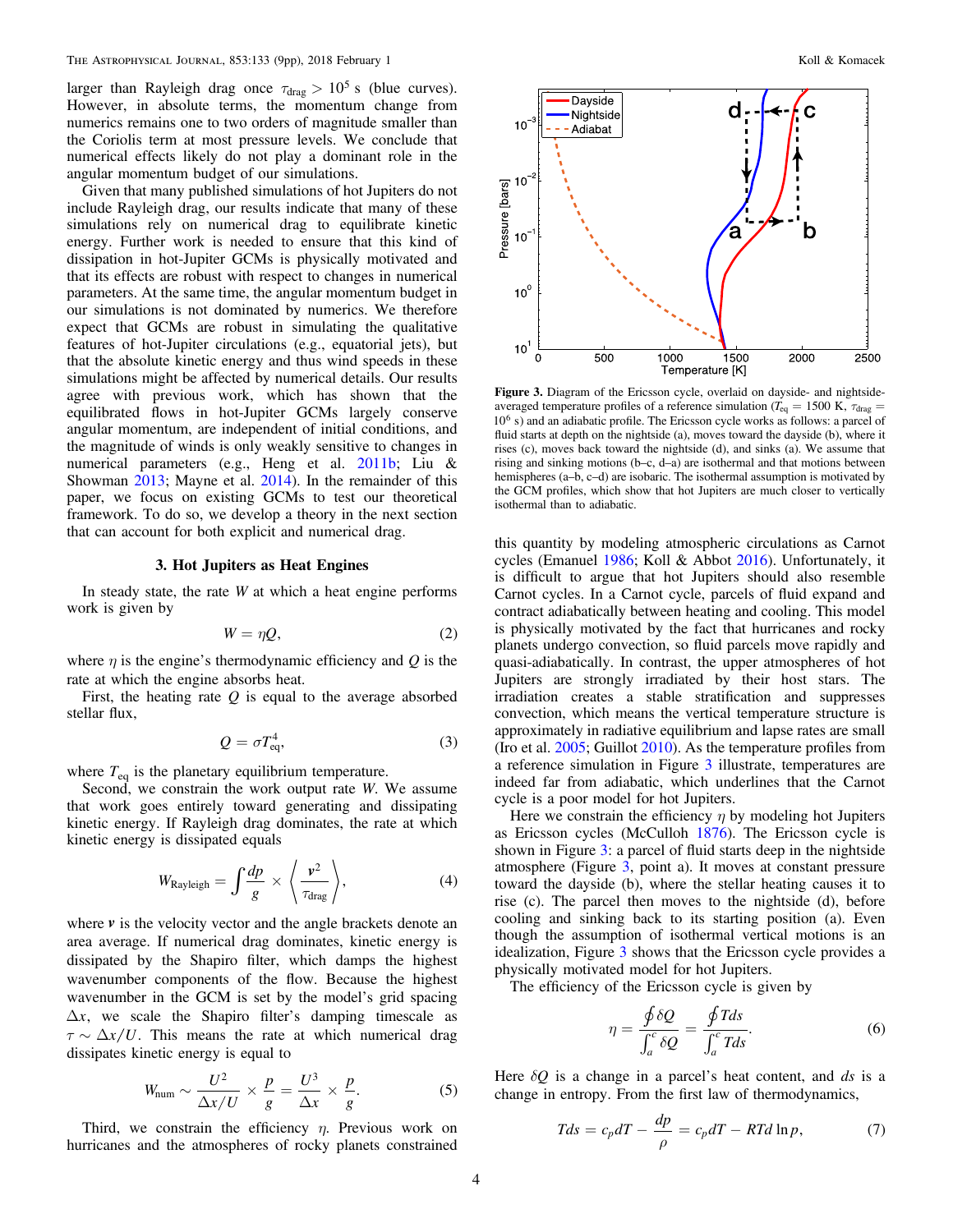larger than Rayleigh drag once $\tau_{\rm drag} > 10^5$ s (blue curves). However, in absolute terms, the momentum change from numerics remains one to two orders of magnitude smaller than the Coriolis term at most pressure levels. We conclude that numerical effects likely do not play a dominant role in the angular momentum budget of our simulations.

Given that many published simulations of hot Jupiters do not include Rayleigh drag, our results indicate that many of these simulations rely on numerical drag to equilibrate kinetic energy. Further work is needed to ensure that this kind of dissipation in hot-Jupiter GCMs is physically motivated and that its effects are robust with respect to changes in numerical parameters. At the same time, the angular momentum budget in our simulations is not dominated by numerics. We therefore expect that GCMs are robust in simulating the qualitative features of hot-Jupiter circulations (e.g., equatorial jets), but that the absolute kinetic energy and thus wind speeds in these simulations might be affected by numerical details. Our results agree with previous work, which has shown that the equilibrated flows in hot-Jupiter GCMs largely conserve angular momentum, are independent of initial conditions, and the magnitude of winds is only weakly sensitive to changes in numerical parameters (e.g., Heng et al. 2011b; Liu & Showman 2013; Mayne et al. 2014). In the remainder of this paper, we focus on existing GCMs to test our theoretical framework. To do so, we develop a theory in the next section that can account for both explicit and numerical drag.

## 3. Hot Jupiters as Heat Engines

In steady state, the rate $W$ at which a heat engine performs work is given by

$$W = \eta Q, \tag{2}$$

where $\eta$ is the engine's thermodynamic efficiency and $Q$ is the rate at which the engine absorbs heat.

First, the heating rate $Q$ is equal to the average absorbed stellar flux,

$$Q = \sigma T_{\rm eq}^4, \tag{3}$$

where $T_{\rm eq}$ is the planetary equilibrium temperature.

Second, we constrain the work output rate $W$. We assume that work goes entirely toward generating and dissipating kinetic energy. If Rayleigh drag dominates, the rate at which kinetic energy is dissipated equals

$$W_{\rm Rayleigh} = \int \frac{dp}{g} \times \left\langle \frac{\boldsymbol{v}^2}{\tau_{\rm drag}} \right\rangle, \tag{4}$$

where $\boldsymbol{v}$ is the velocity vector and the angle brackets denote an area average. If numerical drag dominates, kinetic energy is dissipated by the Shapiro filter, which damps the highest wavenumber components of the flow. Because the highest wavenumber in the GCM is set by the model's grid spacing $\Delta x$, we scale the Shapiro filter's damping timescale as $\tau \sim \Delta x / U$. This means the rate at which numerical drag dissipates kinetic energy is equal to

$$W_{\rm num} \sim \frac{U^2}{\Delta x / U} \times \frac{p}{g} = \frac{U^3}{\Delta x} \times \frac{p}{g}. \tag{5}$$

Third, we constrain the efficiency $\eta$. Previous work on hurricanes and the atmospheres of rocky planets constrained this quantity by modeling atmospheric circulations as Carnot cycles (Emanuel 1986; Koll & Abbot 2016). Unfortunately, it is difficult to argue that hot Jupiters should also resemble Carnot cycles. In a Carnot cycle, parcels of fluid expand and contract adiabatically between heating and cooling. This model is physically motivated by the fact that hurricanes and rocky planets undergo convection, so fluid parcels move rapidly and quasi-adiabatically. In contrast, the upper atmospheres of hot Jupiters are strongly irradiated by their host stars. The irradiation creates a stable stratification and suppresses convection, which means the vertical temperature structure is approximately in radiative equilibrium and lapse rates are small (Iro et al. 2005; Guillot 2010). As the temperature profiles from a reference simulation in Figure 3 illustrate, temperatures are indeed far from adiabatic, which underlines that the Carnot cycle is a poor model for hot Jupiters.

**Figure 3.** Diagram of the Ericsson cycle, overlaid on dayside- and nightside-averaged temperature profiles of a reference simulation ($T_{\rm eq} = 1500$ K, $\tau_{\rm drag} = 10^6$ s) and an adiabatic profile. The Ericsson cycle works as follows: a parcel of fluid starts at depth on the nightside (a), moves toward the dayside (b), where it rises (c), moves back toward the nightside (d), and sinks (a). We assume that rising and sinking motions (b–c, d–a) are isothermal and that motions between hemispheres (a–b, c–d) are isobaric. The isothermal assumption is motivated by the GCM profiles, which show that hot Jupiters are much closer to vertically isothermal than to adiabatic.

Here we constrain the efficiency $\eta$ by modeling hot Jupiters as Ericsson cycles (McCulloh 1876). The Ericsson cycle is shown in Figure 3: a parcel of fluid starts deep in the nightside atmosphere (Figure 3, point a). It moves at constant pressure toward the dayside (b), where the stellar heating causes it to rise (c). The parcel then moves to the nightside (d), before cooling and sinking back to its starting position (a). Even though the assumption of isothermal vertical motions is an idealization, Figure 3 shows that the Ericsson cycle provides a physically motivated model for hot Jupiters.

The efficiency of the Ericsson cycle is given by

$$\eta = \frac{\oint \delta Q}{\int_a^c \delta Q} = \frac{\oint T ds}{\int_a^c T ds}. \tag{6}$$

Here $\delta Q$ is a change in a parcel's heat content, and $ds$ is a change in entropy. From the first law of thermodynamics,

$$T ds = c_p dT - \frac{dp}{\rho} = c_p dT - RT d\ln p, \tag{7}$$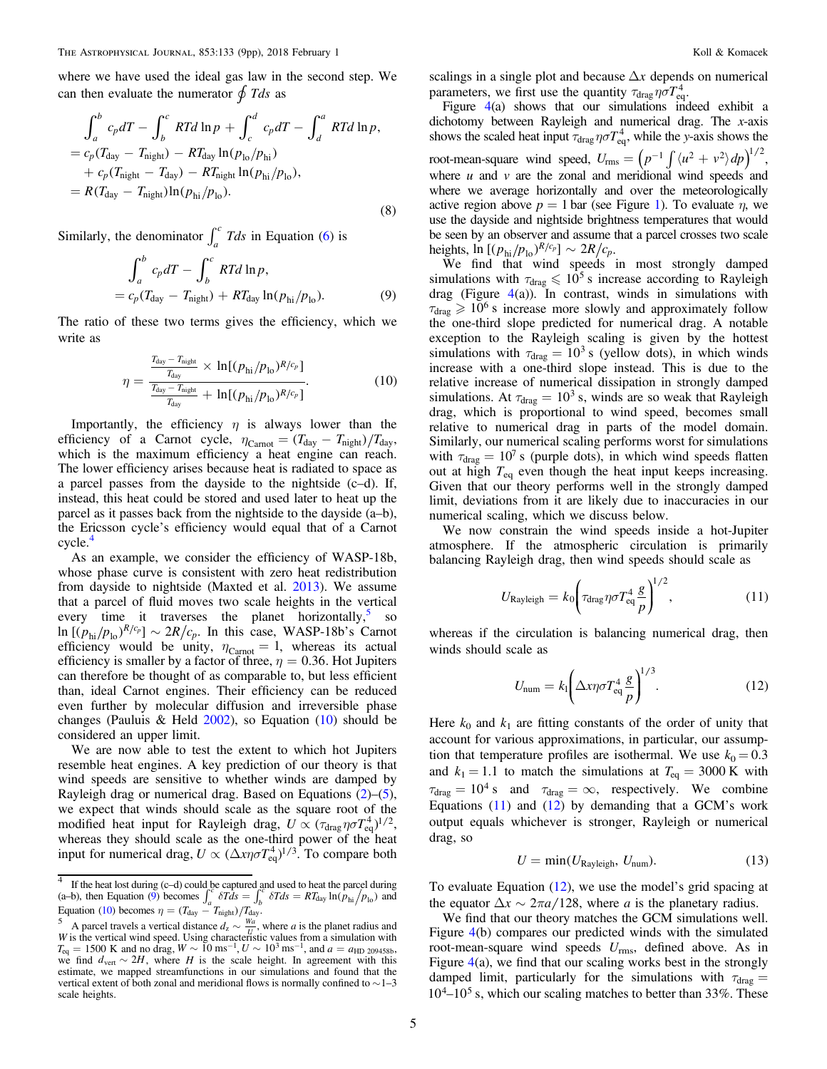where we have used the ideal gas law in the second step. We can then evaluate the numerator $\oint Tds$ as

$$
\begin{aligned}
&\int_a^b c_p dT - \int_b^c RTd\ln p + \int_c^d c_p dT - \int_d^a RTd\ln p,\\
&= c_p(T_{\rm day} - T_{\rm night}) - RT_{\rm day}\ln(p_{\rm lo}/p_{\rm hi})\\
&\quad + c_p(T_{\rm night} - T_{\rm day}) - RT_{\rm night}\ln(p_{\rm hi}/p_{\rm lo}),\\
&= R(T_{\rm day} - T_{\rm night})\ln(p_{\rm hi}/p_{\rm lo}).
\end{aligned}
\tag{8}
$$

Similarly, the denominator $\int_a^c Tds$ in Equation (6) is

$$
\begin{aligned}
&\int_a^b c_p dT - \int_b^c RTd\ln p,\\
&= c_p(T_{\rm day} - T_{\rm night}) + RT_{\rm day}\ln(p_{\rm hi}/p_{\rm lo}).
\end{aligned}
\tag{9}
$$

The ratio of these two terms gives the efficiency, which we write as

$$
\eta = \frac{\frac{T_{\rm day} - T_{\rm night}}{T_{\rm day}} \times \ln[(p_{\rm hi}/p_{\rm lo})^{R/c_p}]}{\frac{T_{\rm day} - T_{\rm night}}{T_{\rm day}} + \ln[(p_{\rm hi}/p_{\rm lo})^{R/c_p}]}. \tag{10}
$$

Importantly, the efficiency $\eta$ is always lower than the efficiency of a Carnot cycle, $\eta_{\rm Carnot} = (T_{\rm day} - T_{\rm night})/T_{\rm day}$, which is the maximum efficiency a heat engine can reach. The lower efficiency arises because heat is radiated to space as a parcel passes from the dayside to the nightside (c–d). If, instead, this heat could be stored and used later to heat up the parcel as it passes back from the nightside to the dayside (a–b), the Ericsson cycle's efficiency would equal that of a Carnot cycle.[4]

As an example, we consider the efficiency of WASP-18b, whose phase curve is consistent with zero heat redistribution from dayside to nightside (Maxted et al. 2013). We assume that a parcel of fluid moves two scale heights in the vertical every time it traverses the planet horizontally,[5] so $\ln[(p_{\rm hi}/p_{\rm lo})^{R/c_p}] \sim 2R/c_p$. In this case, WASP-18b's Carnot efficiency would be unity, $\eta_{\rm Carnot} = 1$, whereas its actual efficiency is smaller by a factor of three, $\eta = 0.36$. Hot Jupiters can therefore be thought of as comparable to, but less efficient than, ideal Carnot engines. Their efficiency can be reduced even further by molecular diffusion and irreversible phase changes (Pauluis & Held 2002), so Equation (10) should be considered an upper limit.

We are now able to test the extent to which hot Jupiters resemble heat engines. A key prediction of our theory is that wind speeds are sensitive to whether winds are damped by Rayleigh drag or numerical drag. Based on Equations (2)–(5), we expect that winds should scale as the square root of the modified heat input for Rayleigh drag, $U \propto (\tau_{\rm drag}\eta\sigma T_{\rm eq}^4)^{1/2}$, whereas they should scale as the one-third power of the heat input for numerical drag, $U \propto (\Delta x \eta\sigma T_{\rm eq}^4)^{1/3}$. To compare both scalings in a single plot and because $\Delta x$ depends on numerical parameters, we first use the quantity $\tau_{\rm drag}\eta\sigma T_{\rm eq}^4$.

Figure 4(a) shows that our simulations indeed exhibit a dichotomy between Rayleigh and numerical drag. The $x$-axis shows the scaled heat input $\tau_{\rm drag}\eta\sigma T_{\rm eq}^4$, while the $y$-axis shows the root-mean-square wind speed, $U_{\rm rms} = \left(p^{-1}\int\langle u^2 + v^2\rangle dp\right)^{1/2}$, where $u$ and $v$ are the zonal and meridional wind speeds and where we average horizontally and over the meteorologically active region above $p = 1$ bar (see Figure 1). To evaluate $\eta$, we use the dayside and nightside brightness temperatures that would be seen by an observer and assume that a parcel crosses two scale heights, $\ln[(p_{\rm hi}/p_{\rm lo})^{R/c_p}] \sim 2R/c_p$.

We find that wind speeds in most strongly damped simulations with $\tau_{\rm drag} \leqslant 10^5$ s increase according to Rayleigh drag (Figure 4(a)). In contrast, winds in simulations with $\tau_{\rm drag} \geqslant 10^6$ s increase more slowly and approximately follow the one-third slope predicted for numerical drag. A notable exception to the Rayleigh scaling is given by the hottest simulations with $\tau_{\rm drag} = 10^3$ s (yellow dots), in which winds increase with a one-third slope instead. This is due to the relative increase of numerical dissipation in strongly damped simulations. At $\tau_{\rm drag} = 10^3$ s, winds are so weak that Rayleigh drag, which is proportional to wind speed, becomes small relative to numerical drag in parts of the model domain. Similarly, our numerical scaling performs worst for simulations with $\tau_{\rm drag} = 10^7$ s (purple dots), in which wind speeds flatten out at high $T_{\rm eq}$ even though the heat input keeps increasing. Given that our theory performs well in the strongly damped limit, deviations from it are likely due to inaccuracies in our numerical scaling, which we discuss below.

We now constrain the wind speeds inside a hot-Jupiter atmosphere. If the atmospheric circulation is primarily balancing Rayleigh drag, then wind speeds should scale as

$$
U_{\rm Rayleigh} = k_0\left(\tau_{\rm drag}\eta\sigma T_{\rm eq}^4\frac{g}{p}\right)^{1/2}, \tag{11}
$$

whereas if the circulation is balancing numerical drag, then winds should scale as

$$
U_{\rm num} = k_1\left(\Delta x\eta\sigma T_{\rm eq}^4\frac{g}{p}\right)^{1/3}. \tag{12}
$$

Here $k_0$ and $k_1$ are fitting constants of the order of unity that account for various approximations, in particular, our assumption that temperature profiles are isothermal. We use $k_0 = 0.3$ and $k_1 = 1.1$ to match the simulations at $T_{\rm eq} = 3000$ K with $\tau_{\rm drag} = 10^4$ s and $\tau_{\rm drag} = \infty$, respectively. We combine Equations (11) and (12) by demanding that a GCM's work output equals whichever is stronger, Rayleigh or numerical drag, so

$$
U = \min(U_{\rm Rayleigh}, U_{\rm num}). \tag{13}
$$

To evaluate Equation (12), we use the model's grid spacing at the equator $\Delta x \sim 2\pi a/128$, where $a$ is the planetary radius.

We find that our theory matches the GCM simulations well. Figure 4(b) compares our predicted winds with the simulated root-mean-square wind speeds $U_{\rm rms}$, defined above. As in Figure 4(a), we find that our scaling works best in the strongly damped limit, particularly for the simulations with $\tau_{\rm drag} = 10^4$–$10^5$ s, which our scaling matches to better than 33%. These

---

[4] If the heat lost during (c–d) could be captured and used to heat the parcel during (a–b), then Equation (9) becomes $\int_a^c \delta T ds = \int_b^c \delta T ds = RT_{\rm day}\ln(p_{\rm hi}/p_{\rm lo})$ and Equation (10) becomes $\eta = (T_{\rm day} - T_{\rm night})/T_{\rm day}$.

[5] A parcel travels a vertical distance $d_z \sim \frac{Wa}{U}$, where $a$ is the planet radius and $W$ is the vertical wind speed. Using characteristic values from a simulation with $T_{\rm eq} = 1500$ K and no drag, $W \sim 10$ m s$^{-1}$, $U \sim 10^3$ m s$^{-1}$, and $a = a_{\rm HD\ 209458b}$, we find $d_{\rm vert} \sim 2H$, where $H$ is the scale height. In agreement with this estimate, we mapped streamfunctions in our simulations and found that the vertical extent of both zonal and meridional flows is normally confined to $\sim$1–3 scale heights.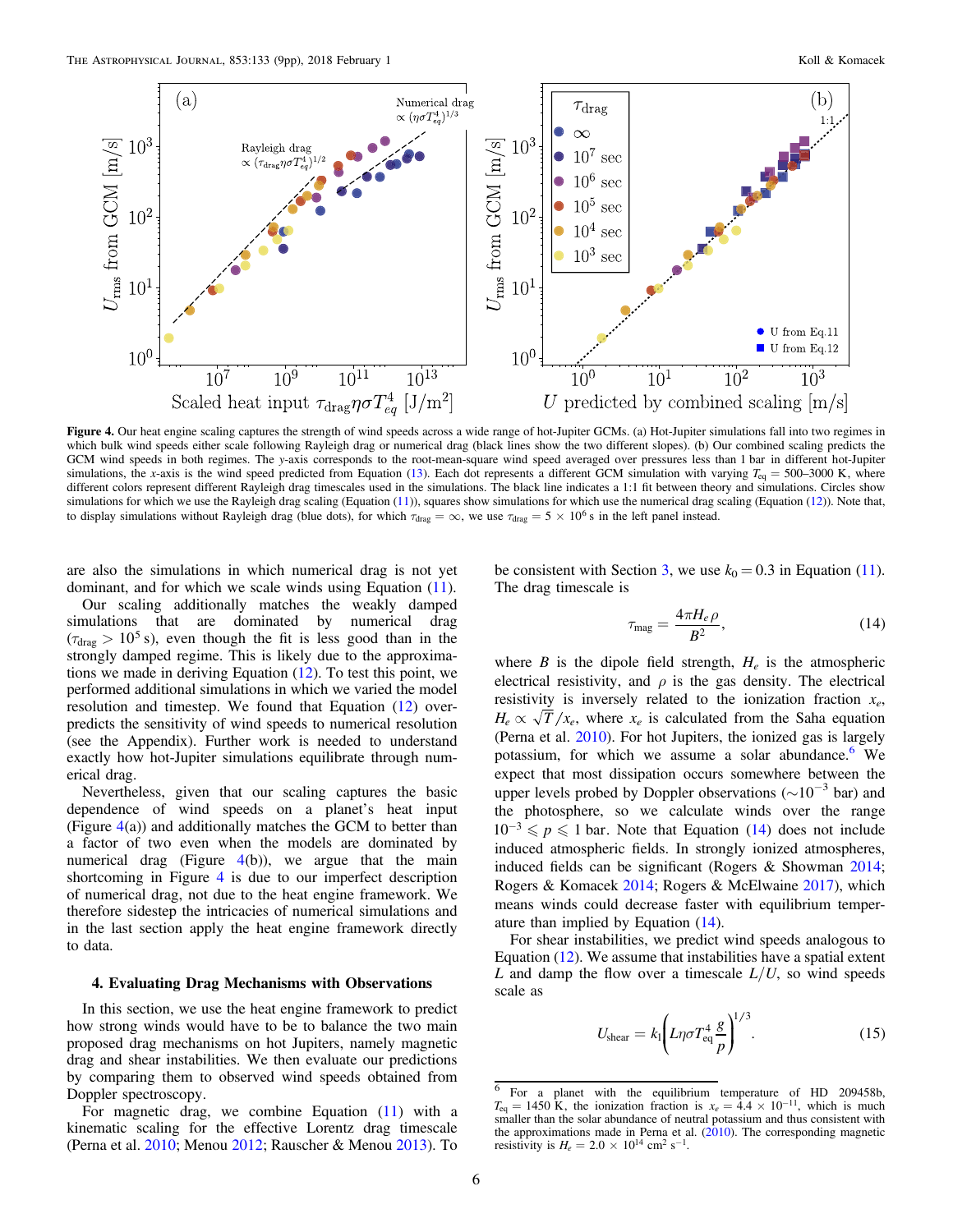**Figure 4.** Our heat engine scaling captures the strength of wind speeds across a wide range of hot-Jupiter GCMs. (a) Hot-Jupiter simulations fall into two regimes in which bulk wind speeds either scale following Rayleigh drag or numerical drag (black lines show the two different slopes). (b) Our combined scaling predicts the GCM wind speeds in both regimes. The $y$-axis corresponds to the root-mean-square wind speed averaged over pressures less than 1 bar in different hot-Jupiter simulations, the $x$-axis is the wind speed predicted from Equation (13). Each dot represents a different GCM simulation with varying $T_{eq} = 500$–$3000$ K, where different colors represent different Rayleigh drag timescales used in the simulations. The black line indicates a 1:1 fit between theory and simulations. Circles show simulations for which we use the Rayleigh drag scaling (Equation (11)), squares show simulations for which use the numerical drag scaling (Equation (12)). Note that, to display simulations without Rayleigh drag (blue dots), for which $\tau_{drag} = \infty$, we use $\tau_{drag} = 5 \times 10^6$ s in the left panel instead.

are also the simulations in which numerical drag is not yet dominant, and for which we scale winds using Equation (11).

Our scaling additionally matches the weakly damped simulations that are dominated by numerical drag ($\tau_{drag} > 10^5$ s), even though the fit is less good than in the strongly damped regime. This is likely due to the approximations we made in deriving Equation (12). To test this point, we performed additional simulations in which we varied the model resolution and timestep. We found that Equation (12) over-predicts the sensitivity of wind speeds to numerical resolution (see the Appendix). Further work is needed to understand exactly how hot-Jupiter simulations equilibrate through numerical drag.

Nevertheless, given that our scaling captures the basic dependence of wind speeds on a planet's heat input (Figure 4(a)) and additionally matches the GCM to better than a factor of two even when the models are dominated by numerical drag (Figure 4(b)), we argue that the main shortcoming in Figure 4 is due to our imperfect description of numerical drag, not due to the heat engine framework. We therefore sidestep the intricacies of numerical simulations and in the last section apply the heat engine framework directly to data.

## 4. Evaluating Drag Mechanisms with Observations

In this section, we use the heat engine framework to predict how strong winds would have to be to balance the two main proposed drag mechanisms on hot Jupiters, namely magnetic drag and shear instabilities. We then evaluate our predictions by comparing them to observed wind speeds obtained from Doppler spectroscopy.

For magnetic drag, we combine Equation (11) with a kinematic scaling for the effective Lorentz drag timescale (Perna et al. 2010; Menou 2012; Rauscher & Menou 2013). To be consistent with Section 3, we use $k_0 = 0.3$ in Equation (11). The drag timescale is

$$\tau_{mag} = \frac{4\pi H_e \rho}{B^2}, \tag{14}$$

where $B$ is the dipole field strength, $H_e$ is the atmospheric electrical resistivity, and $\rho$ is the gas density. The electrical resistivity is inversely related to the ionization fraction $x_e$, $H_e \propto \sqrt{T}/x_e$, where $x_e$ is calculated from the Saha equation (Perna et al. 2010). For hot Jupiters, the ionized gas is largely potassium, for which we assume a solar abundance.[6] We expect that most dissipation occurs somewhere between the upper levels probed by Doppler observations ($\sim 10^{-3}$ bar) and the photosphere, so we calculate winds over the range $10^{-3} \leqslant p \leqslant 1$ bar. Note that Equation (14) does not include induced atmospheric fields. In strongly ionized atmospheres, induced fields can be significant (Rogers & Showman 2014; Rogers & Komacek 2014; Rogers & McElwaine 2017), which means winds could decrease faster with equilibrium temperature than implied by Equation (14).

For shear instabilities, we predict wind speeds analogous to Equation (12). We assume that instabilities have a spatial extent $L$ and damp the flow over a timescale $L/U$, so wind speeds scale as

$$U_{shear} = k_1 \left( L \eta \sigma T_{eq}^4 \frac{g}{p} \right)^{1/3}. \tag{15}$$

[6] For a planet with the equilibrium temperature of HD 209458b, $T_{eq} = 1450$ K, the ionization fraction is $x_e = 4.4 \times 10^{-11}$, which is much smaller than the solar abundance of neutral potassium and thus consistent with the approximations made in Perna et al. (2010). The corresponding magnetic resistivity is $H_e = 2.0 \times 10^{14}$ cm$^2$ s$^{-1}$.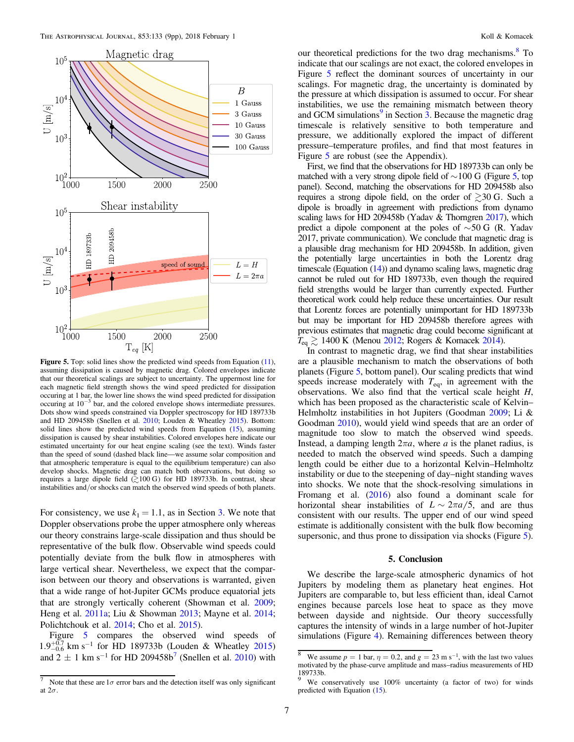**Figure 5.** Top: solid lines show the predicted wind speeds from Equation (11), assuming dissipation is caused by magnetic drag. Colored envelopes indicate that our theoretical scalings are subject to uncertainty. The uppermost line for each magnetic field strength shows the wind speed predicted for dissipation occuring at 1 bar, the lower line shows the wind speed predicted for dissipation occuring at $10^{-3}$ bar, and the colored envelope shows intermediate pressures. Dots show wind speeds constrained via Doppler spectroscopy for HD 189733b and HD 209458b (Snellen et al. 2010; Louden & Wheatley 2015). Bottom: solid lines show the predicted wind speeds from Equation (15), assuming dissipation is caused by shear instabilities. Colored envelopes here indicate our estimated uncertainty for our heat engine scaling (see the text). Winds faster than the speed of sound (dashed black line—we assume solar composition and that atmospheric temperature is equal to the equilibrium temperature) can also develop shocks. Magnetic drag can match both observations, but doing so requires a large dipole field ($\gtrsim$100 G) for HD 189733b. In contrast, shear instabilities and/or shocks can match the observed wind speeds of both planets.

For consistency, we use $k_1 = 1.1$, as in Section 3. We note that Doppler observations probe the upper atmosphere only whereas our theory constrains large-scale dissipation and thus should be representative of the bulk flow. Observable wind speeds could potentially deviate from the bulk flow in atmospheres with large vertical shear. Nevertheless, we expect that the comparison between our theory and observations is warranted, given that a wide range of hot-Jupiter GCMs produce equatorial jets that are strongly vertically coherent (Showman et al. 2009; Heng et al. 2011a; Liu & Showman 2013; Mayne et al. 2014; Polichtchouk et al. 2014; Cho et al. 2015).

Figure 5 compares the observed wind speeds of $1.9^{+0.7}_{-0.6}$ km s$^{-1}$ for HD 189733b (Louden & Wheatley 2015) and $2 \pm 1$ km s$^{-1}$ for HD 209458b[7] (Snellen et al. 2010) with our theoretical predictions for the two drag mechanisms.[8] To indicate that our scalings are not exact, the colored envelopes in Figure 5 reflect the dominant sources of uncertainty in our scalings. For magnetic drag, the uncertainty is dominated by the pressure at which dissipation is assumed to occur. For shear instabilities, we use the remaining mismatch between theory and GCM simulations[9] in Section 3. Because the magnetic drag timescale is relatively sensitive to both temperature and pressure, we additionally explored the impact of different pressure–temperature profiles, and find that most features in Figure 5 are robust (see the Appendix).

First, we find that the observations for HD 189733b can only be matched with a very strong dipole field of ∼100 G (Figure 5, top panel). Second, matching the observations for HD 209458b also requires a strong dipole field, on the order of $\gtrsim$30 G. Such a dipole is broadly in agreement with predictions from dynamo scaling laws for HD 209458b (Yadav & Thorngren 2017), which predict a dipole component at the poles of ∼50 G (R. Yadav 2017, private communication). We conclude that magnetic drag is a plausible drag mechanism for HD 209458b. In addition, given the potentially large uncertainties in both the Lorentz drag timescale (Equation (14)) and dynamo scaling laws, magnetic drag cannot be ruled out for HD 189733b, even though the required field strengths would be larger than currently expected. Further theoretical work could help reduce these uncertainties. Our result that Lorentz forces are potentially unimportant for HD 189733b but may be important for HD 209458b therefore agrees with previous estimates that magnetic drag could become significant at $T_{\text{eq}} \gtrsim 1400$ K (Menou 2012; Rogers & Komacek 2014).

In contrast to magnetic drag, we find that shear instabilities are a plausible mechanism to match the observations of both planets (Figure 5, bottom panel). Our scaling predicts that wind speeds increase moderately with $T_{\text{eq}}$, in agreement with the observations. We also find that the vertical scale height $H$, which has been proposed as the characteristic scale of Kelvin–Helmholtz instabilities in hot Jupiters (Goodman 2009; Li & Goodman 2010), would yield wind speeds that are an order of magnitude too slow to match the observed wind speeds. Instead, a damping length $2\pi a$, where $a$ is the planet radius, is needed to match the observed wind speeds. Such a damping length could be either due to a horizontal Kelvin–Helmholtz instability or due to the steepening of day–night standing waves into shocks. We note that the shock-resolving simulations in Fromang et al. (2016) also found a dominant scale for horizontal shear instabilities of $L \sim 2\pi a/5$, and are thus consistent with our results. The upper end of our wind speed estimate is additionally consistent with the bulk flow becoming supersonic, and thus prone to dissipation via shocks (Figure 5).

## 5. Conclusion

We describe the large-scale atmospheric dynamics of hot Jupiters by modeling them as planetary heat engines. Hot Jupiters are comparable to, but less efficient than, ideal Carnot engines because parcels lose heat to space as they move between dayside and nightside. Our theory successfully captures the intensity of winds in a large number of hot-Jupiter simulations (Figure 4). Remaining differences between theory

[7] Note that these are 1$\sigma$ error bars and the detection itself was only significant at 2$\sigma$.

[8] We assume $p = 1$ bar, $\eta = 0.2$, and $g = 23$ m s$^{-1}$, with the last two values motivated by the phase-curve amplitude and mass–radius measurements of HD 189733b.

[9] We conservatively use 100% uncertainty (a factor of two) for winds predicted with Equation (15).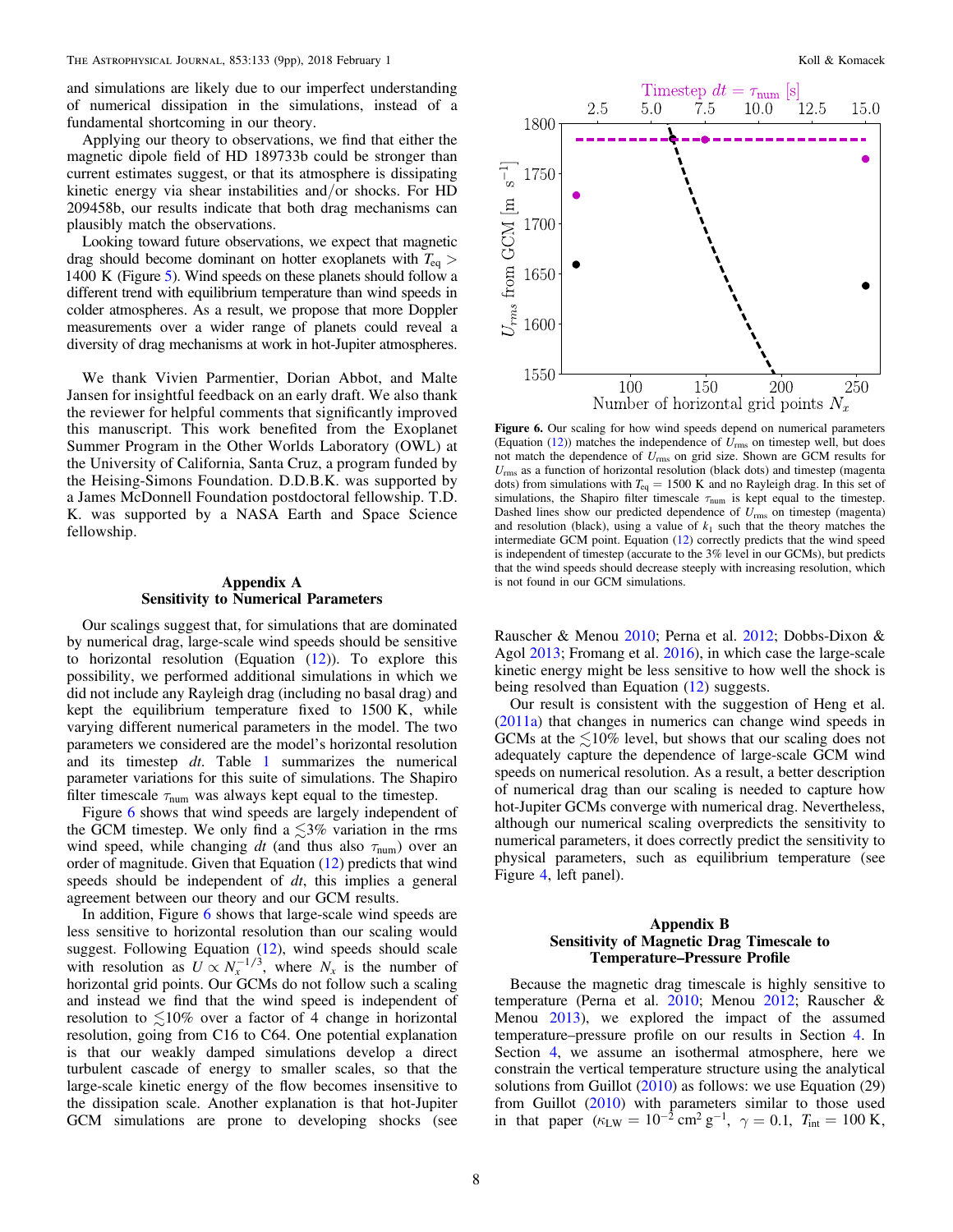and simulations are likely due to our imperfect understanding of numerical dissipation in the simulations, instead of a fundamental shortcoming in our theory.

Applying our theory to observations, we find that either the magnetic dipole field of HD 189733b could be stronger than current estimates suggest, or that its atmosphere is dissipating kinetic energy via shear instabilities and/or shocks. For HD 209458b, our results indicate that both drag mechanisms can plausibly match the observations.

Looking toward future observations, we expect that magnetic drag should become dominant on hotter exoplanets with $T_{\rm eq} > 1400$ K (Figure 5). Wind speeds on these planets should follow a different trend with equilibrium temperature than wind speeds in colder atmospheres. As a result, we propose that more Doppler measurements over a wider range of planets could reveal a diversity of drag mechanisms at work in hot-Jupiter atmospheres.

We thank Vivien Parmentier, Dorian Abbot, and Malte Jansen for insightful feedback on an early draft. We also thank the reviewer for helpful comments that significantly improved this manuscript. This work benefited from the Exoplanet Summer Program in the Other Worlds Laboratory (OWL) at the University of California, Santa Cruz, a program funded by the Heising-Simons Foundation. D.D.B.K. was supported by a James McDonnell Foundation postdoctoral fellowship. T.D. K. was supported by a NASA Earth and Space Science fellowship.

## Appendix A Sensitivity to Numerical Parameters

Our scalings suggest that, for simulations that are dominated by numerical drag, large-scale wind speeds should be sensitive to horizontal resolution (Equation (12)). To explore this possibility, we performed additional simulations in which we did not include any Rayleigh drag (including no basal drag) and kept the equilibrium temperature fixed to 1500 K, while varying different numerical parameters in the model. The two parameters we considered are the model's horizontal resolution and its timestep $dt$. Table 1 summarizes the numerical parameter variations for this suite of simulations. The Shapiro filter timescale $\tau_{\rm num}$ was always kept equal to the timestep.

Figure 6 shows that wind speeds are largely independent of the GCM timestep. We only find a $\lesssim$3% variation in the rms wind speed, while changing $dt$ (and thus also $\tau_{\rm num}$) over an order of magnitude. Given that Equation (12) predicts that wind speeds should be independent of $dt$, this implies a general agreement between our theory and our GCM results.

In addition, Figure 6 shows that large-scale wind speeds are less sensitive to horizontal resolution than our scaling would suggest. Following Equation (12), wind speeds should scale with resolution as $U \propto N_x^{-1/3}$, where $N_x$ is the number of horizontal grid points. Our GCMs do not follow such a scaling and instead we find that the wind speed is independent of resolution to $\lesssim$10% over a factor of 4 change in horizontal resolution, going from C16 to C64. One potential explanation is that our weakly damped simulations develop a direct turbulent cascade of energy to smaller scales, so that the large-scale kinetic energy of the flow becomes insensitive to the dissipation scale. Another explanation is that hot-Jupiter GCM simulations are prone to developing shocks (see Rauscher & Menou 2010; Perna et al. 2012; Dobbs-Dixon & Agol 2013; Fromang et al. 2016), in which case the large-scale kinetic energy might be less sensitive to how well the shock is being resolved than Equation (12) suggests.

**Figure 6.** Our scaling for how wind speeds depend on numerical parameters (Equation (12)) matches the independence of $U_{\rm rms}$ on timestep well, but does not match the dependence of $U_{\rm rms}$ on grid size. Shown are GCM results for $U_{\rm rms}$ as a function of horizontal resolution (black dots) and timestep (magenta dots) from simulations with $T_{\rm eq} = 1500$ K and no Rayleigh drag. In this set of simulations, the Shapiro filter timescale $\tau_{\rm num}$ is kept equal to the timestep. Dashed lines show our predicted dependence of $U_{\rm rms}$ on timestep (magenta) and resolution (black), using a value of $k_1$ such that the theory matches the intermediate GCM point. Equation (12) correctly predicts that the wind speed is independent of timestep (accurate to the 3% level in our GCMs), but predicts that the wind speeds should decrease steeply with increasing resolution, which is not found in our GCM simulations.

Our result is consistent with the suggestion of Heng et al. (2011a) that changes in numerics can change wind speeds in GCMs at the $\lesssim$10% level, but shows that our scaling does not adequately capture the dependence of large-scale GCM wind speeds on numerical resolution. As a result, a better description of numerical drag than our scaling is needed to capture how hot-Jupiter GCMs converge with numerical drag. Nevertheless, although our numerical scaling overpredicts the sensitivity to numerical parameters, it does correctly predict the sensitivity to physical parameters, such as equilibrium temperature (see Figure 4, left panel).

## Appendix B Sensitivity of Magnetic Drag Timescale to Temperature–Pressure Profile

Because the magnetic drag timescale is highly sensitive to temperature (Perna et al. 2010; Menou 2012; Rauscher & Menou 2013), we explored the impact of the assumed temperature–pressure profile on our results in Section 4. In Section 4, we assume an isothermal atmosphere, here we constrain the vertical temperature structure using the analytical solutions from Guillot (2010) as follows: we use Equation (29) from Guillot (2010) with parameters similar to those used in that paper ($\kappa_{\rm LW} = 10^{-2}$ cm$^2$ g$^{-1}$, $\gamma = 0.1$, $T_{\rm int} = 100$ K,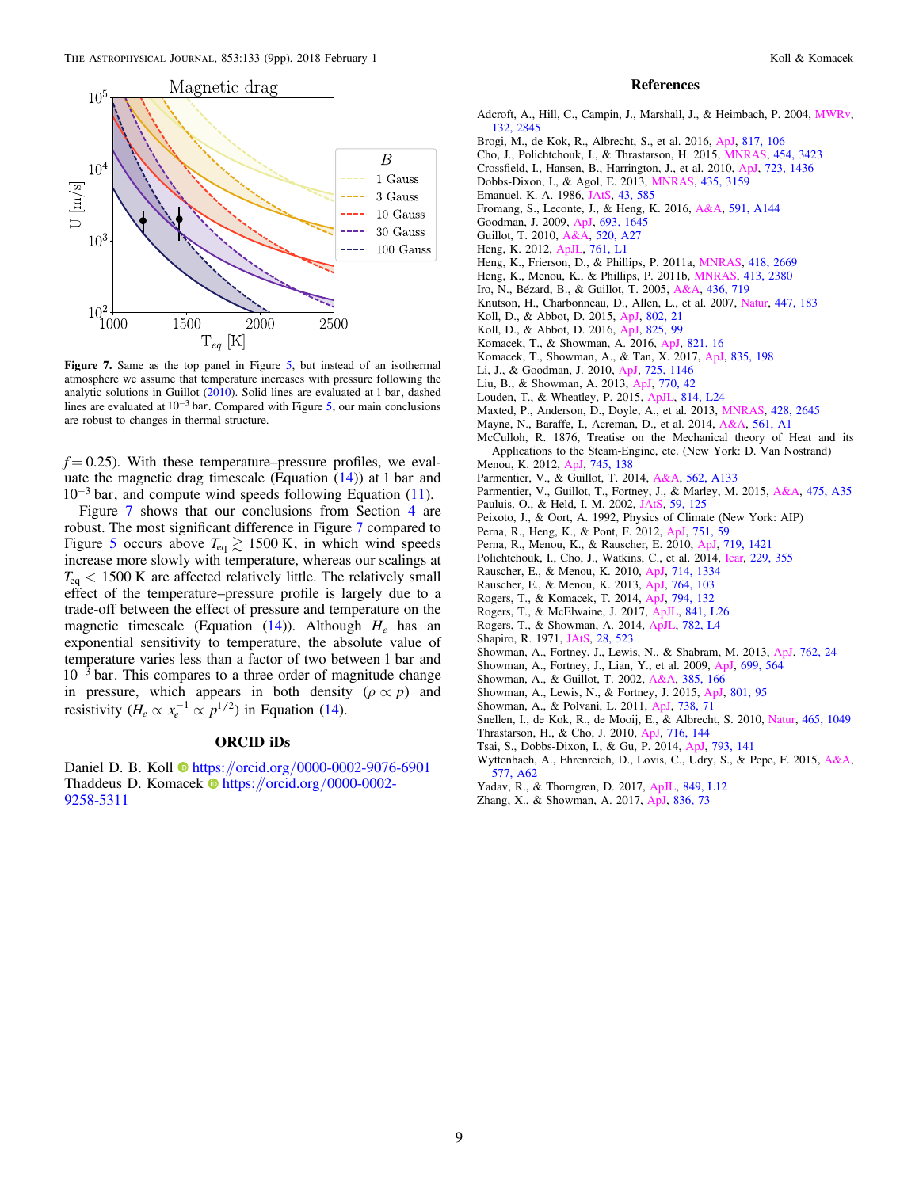Magnetic drag

U [m/s]

$10^5$

$10^4$

$10^3$

$10^2$

1000 1500 2000 2500

$T_{eq}$ [K]

$B$

1 Gauss

3 Gauss

10 Gauss

30 Gauss

100 Gauss

**Figure 7.** Same as the top panel in Figure 5, but instead of an isothermal atmosphere we assume that temperature increases with pressure following the analytic solutions in Guillot (2010). Solid lines are evaluated at 1 bar, dashed lines are evaluated at $10^{-3}$ bar. Compared with Figure 5, our main conclusions are robust to changes in thermal structure.

$f = 0.25$). With these temperature–pressure profiles, we evaluate the magnetic drag timescale (Equation (14)) at 1 bar and $10^{-3}$ bar, and compute wind speeds following Equation (11).

Figure 7 shows that our conclusions from Section 4 are robust. The most significant difference in Figure 7 compared to Figure 5 occurs above $T_{\rm eq} \gtrsim 1500$ K, in which wind speeds increase more slowly with temperature, whereas our scalings at $T_{\rm eq} < 1500$ K are affected relatively little. The relatively small effect of the temperature–pressure profile is largely due to a trade-off between the effect of pressure and temperature on the magnetic timescale (Equation (14)). Although $H_e$ has an exponential sensitivity to temperature, the absolute value of temperature varies less than a factor of two between 1 bar and $10^{-3}$ bar. This compares to a three order of magnitude change in pressure, which appears in both density ($\rho \propto p$) and resistivity ($H_e \propto x_e^{-1} \propto p^{1/2}$) in Equation (14).

## ORCID iDs

Daniel D. B. Koll https://orcid.org/0000-0002-9076-6901
Thaddeus D. Komacek https://orcid.org/0000-0002-9258-5311

## References

Adcroft, A., Hill, C., Campin, J., Marshall, J., & Heimbach, P. 2004, MWRv, 132, 2845
Brogi, M., de Kok, R., Albrecht, S., et al. 2016, ApJ, 817, 106
Cho, J., Polichtchouk, I., & Thrastarson, H. 2015, MNRAS, 454, 3423
Crossfield, I., Hansen, B., Harrington, J., et al. 2010, ApJ, 723, 1436
Dobbs-Dixon, I., & Agol, E. 2013, MNRAS, 435, 3159
Emanuel, K. A. 1986, JAtS, 43, 585
Fromang, S., Leconte, J., & Heng, K. 2016, A&A, 591, A144
Goodman, J. 2009, ApJ, 693, 1645
Guillot, T. 2010, A&A, 520, A27
Heng, K. 2012, ApJL, 761, L1
Heng, K., Frierson, D., & Phillips, P. 2011a, MNRAS, 418, 2669
Heng, K., Menou, K., & Phillips, P. 2011b, MNRAS, 413, 2380
Iro, N., Bézard, B., & Guillot, T. 2005, A&A, 436, 719
Knutson, H., Charbonneau, D., Allen, L., et al. 2007, Natur, 447, 183
Koll, D., & Abbot, D. 2015, ApJ, 802, 21
Koll, D., & Abbot, D. 2016, ApJ, 825, 99
Komacek, T., & Showman, A. 2016, ApJ, 821, 16
Komacek, T., Showman, A., & Tan, X. 2017, ApJ, 835, 198
Li, J., & Goodman, J. 2010, ApJ, 725, 1146
Liu, B., & Showman, A. 2013, ApJ, 770, 42
Louden, T., & Wheatley, P. 2015, ApJL, 814, L24
Maxted, P., Anderson, D., Doyle, A., et al. 2013, MNRAS, 428, 2645
Mayne, N., Baraffe, I., Acreman, D., et al. 2014, A&A, 561, A1
McCulloh, R. 1876, Treatise on the Mechanical theory of Heat and its Applications to the Steam-Engine, etc. (New York: D. Van Nostrand)
Menou, K. 2012, ApJ, 745, 138
Parmentier, V., & Guillot, T. 2014, A&A, 562, A133
Parmentier, V., Guillot, T., Fortney, J., & Marley, M. 2015, A&A, 475, A35
Pauluis, O., & Held, I. M. 2002, JAtS, 59, 125
Peixoto, J., & Oort, A. 1992, Physics of Climate (New York: AIP)
Perna, R., Heng, K., & Pont, F. 2012, ApJ, 751, 59
Perna, R., Menou, K., & Rauscher, E. 2010, ApJ, 719, 1421
Polichtchouk, I., Cho, J., Watkins, C., et al. 2014, Icar, 229, 355
Rauscher, E., & Menou, K. 2010, ApJ, 714, 1334
Rauscher, E., & Menou, K. 2013, ApJ, 764, 103
Rogers, T., & Komacek, T. 2014, ApJ, 794, 132
Rogers, T., & McElwaine, J. 2017, ApJL, 841, L26
Rogers, T., & Showman, A. 2014, ApJL, 782, L4
Shapiro, R. 1971, JAtS, 28, 523
Showman, A., Fortney, J., Lewis, N., & Shabram, M. 2013, ApJ, 762, 24
Showman, A., Fortney, J., Lian, Y., et al. 2009, ApJ, 699, 564
Showman, A., & Guillot, T. 2002, A&A, 385, 166
Showman, A., Lewis, N., & Fortney, J. 2015, ApJ, 801, 95
Showman, A., & Polvani, L. 2011, ApJ, 738, 71
Snellen, I., de Kok, R., de Mooij, E., & Albrecht, S. 2010, Natur, 465, 1049
Thrastarson, H., & Cho, J. 2010, ApJ, 716, 144
Tsai, S., Dobbs-Dixon, I., & Gu, P. 2014, ApJ, 793, 141
Wyttenbach, A., Ehrenreich, D., Lovis, C., Udry, S., & Pepe, F. 2015, A&A, 577, A62
Yadav, R., & Thorngren, D. 2017, ApJL, 849, L12
Zhang, X., & Showman, A. 2017, ApJ, 836, 73